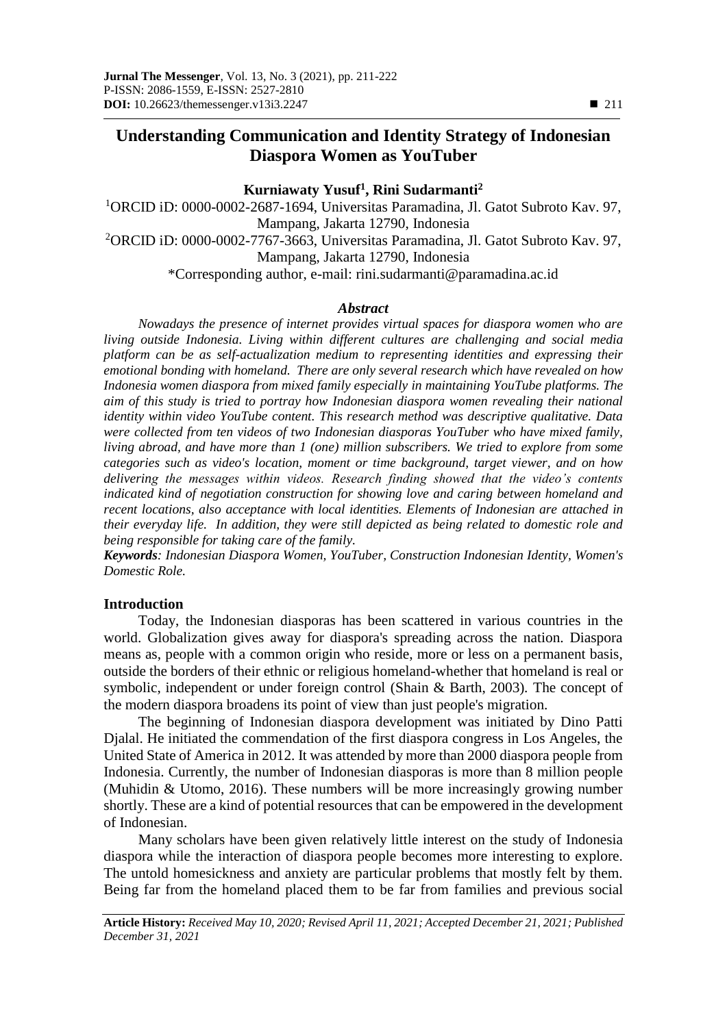# Understanding Communication and Identity Strategy of Indonesian Diaspora Women as YouTuber

**Kurniawaty Yusuf[1], Rini Sudarmanti[2]**

[1]ORCID iD: 0000-0002-2687-1694, Universitas Paramadina, Jl. Gatot Subroto Kav. 97, Mampang, Jakarta 12790, Indonesia

[2]ORCID iD: 0000-0002-7767-3663, Universitas Paramadina, Jl. Gatot Subroto Kav. 97, Mampang, Jakarta 12790, Indonesia

*Corresponding author, e-mail: rini.sudarmanti@paramadina.ac.id

### *Abstract*

*Nowadays the presence of internet provides virtual spaces for diaspora women who are living outside Indonesia. Living within different cultures are challenging and social media platform can be as self-actualization medium to representing identities and expressing their emotional bonding with homeland. There are only several research which have revealed on how Indonesia women diaspora from mixed family especially in maintaining YouTube platforms. The aim of this study is tried to portray how Indonesian diaspora women revealing their national identity within video YouTube content. This research method was descriptive qualitative. Data were collected from ten videos of two Indonesian diasporas YouTuber who have mixed family, living abroad, and have more than 1 (one) million subscribers. We tried to explore from some categories such as video's location, moment or time background, target viewer, and on how delivering the messages within videos. Research finding showed that the video's contents indicated kind of negotiation construction for showing love and caring between homeland and recent locations, also acceptance with local identities. Elements of Indonesian are attached in their everyday life. In addition, they were still depicted as being related to domestic role and being responsible for taking care of the family.*

***Keywords**: Indonesian Diaspora Women, YouTuber, Construction Indonesian Identity, Women's Domestic Role.*

## Introduction

Today, the Indonesian diasporas has been scattered in various countries in the world. Globalization gives away for diaspora's spreading across the nation. Diaspora means as, people with a common origin who reside, more or less on a permanent basis, outside the borders of their ethnic or religious homeland-whether that homeland is real or symbolic, independent or under foreign control (Shain & Barth, 2003). The concept of the modern diaspora broadens its point of view than just people's migration.

The beginning of Indonesian diaspora development was initiated by Dino Patti Djalal. He initiated the commendation of the first diaspora congress in Los Angeles, the United State of America in 2012. It was attended by more than 2000 diaspora people from Indonesia. Currently, the number of Indonesian diasporas is more than 8 million people (Muhidin & Utomo, 2016). These numbers will be more increasingly growing number shortly. These are a kind of potential resources that can be empowered in the development of Indonesian.

Many scholars have been given relatively little interest on the study of Indonesia diaspora while the interaction of diaspora people becomes more interesting to explore. The untold homesickness and anxiety are particular problems that mostly felt by them. Being far from the homeland placed them to be far from families and previous social

**Article History:** *Received May 10, 2020; Revised April 11, 2021; Accepted December 21, 2021; Published December 31, 2021*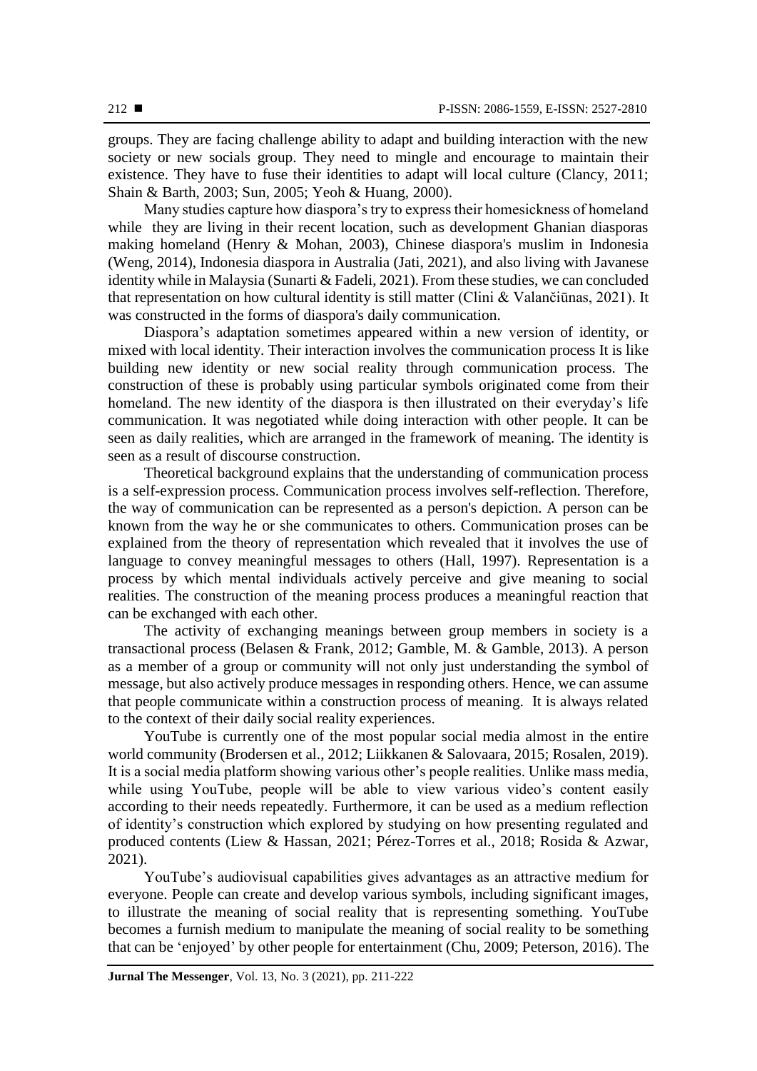groups. They are facing challenge ability to adapt and building interaction with the new society or new socials group. They need to mingle and encourage to maintain their existence. They have to fuse their identities to adapt will local culture (Clancy, 2011; Shain & Barth, 2003; Sun, 2005; Yeoh & Huang, 2000).

Many studies capture how diaspora's try to express their homesickness of homeland while they are living in their recent location, such as development Ghanian diasporas making homeland (Henry & Mohan, 2003), Chinese diaspora's muslim in Indonesia (Weng, 2014), Indonesia diaspora in Australia (Jati, 2021), and also living with Javanese identity while in Malaysia (Sunarti & Fadeli, 2021). From these studies, we can concluded that representation on how cultural identity is still matter (Clini & Valančiūnas, 2021). It was constructed in the forms of diaspora's daily communication.

Diaspora's adaptation sometimes appeared within a new version of identity, or mixed with local identity. Their interaction involves the communication process It is like building new identity or new social reality through communication process. The construction of these is probably using particular symbols originated come from their homeland. The new identity of the diaspora is then illustrated on their everyday's life communication. It was negotiated while doing interaction with other people. It can be seen as daily realities, which are arranged in the framework of meaning. The identity is seen as a result of discourse construction.

Theoretical background explains that the understanding of communication process is a self-expression process. Communication process involves self-reflection. Therefore, the way of communication can be represented as a person's depiction. A person can be known from the way he or she communicates to others. Communication proses can be explained from the theory of representation which revealed that it involves the use of language to convey meaningful messages to others (Hall, 1997). Representation is a process by which mental individuals actively perceive and give meaning to social realities. The construction of the meaning process produces a meaningful reaction that can be exchanged with each other.

The activity of exchanging meanings between group members in society is a transactional process (Belasen & Frank, 2012; Gamble, M. & Gamble, 2013). A person as a member of a group or community will not only just understanding the symbol of message, but also actively produce messages in responding others. Hence, we can assume that people communicate within a construction process of meaning. It is always related to the context of their daily social reality experiences.

YouTube is currently one of the most popular social media almost in the entire world community (Brodersen et al., 2012; Liikkanen & Salovaara, 2015; Rosalen, 2019). It is a social media platform showing various other's people realities. Unlike mass media, while using YouTube, people will be able to view various video's content easily according to their needs repeatedly. Furthermore, it can be used as a medium reflection of identity's construction which explored by studying on how presenting regulated and produced contents (Liew & Hassan, 2021; Pérez-Torres et al., 2018; Rosida & Azwar, 2021).

YouTube's audiovisual capabilities gives advantages as an attractive medium for everyone. People can create and develop various symbols, including significant images, to illustrate the meaning of social reality that is representing something. YouTube becomes a furnish medium to manipulate the meaning of social reality to be something that can be 'enjoyed' by other people for entertainment (Chu, 2009; Peterson, 2016). The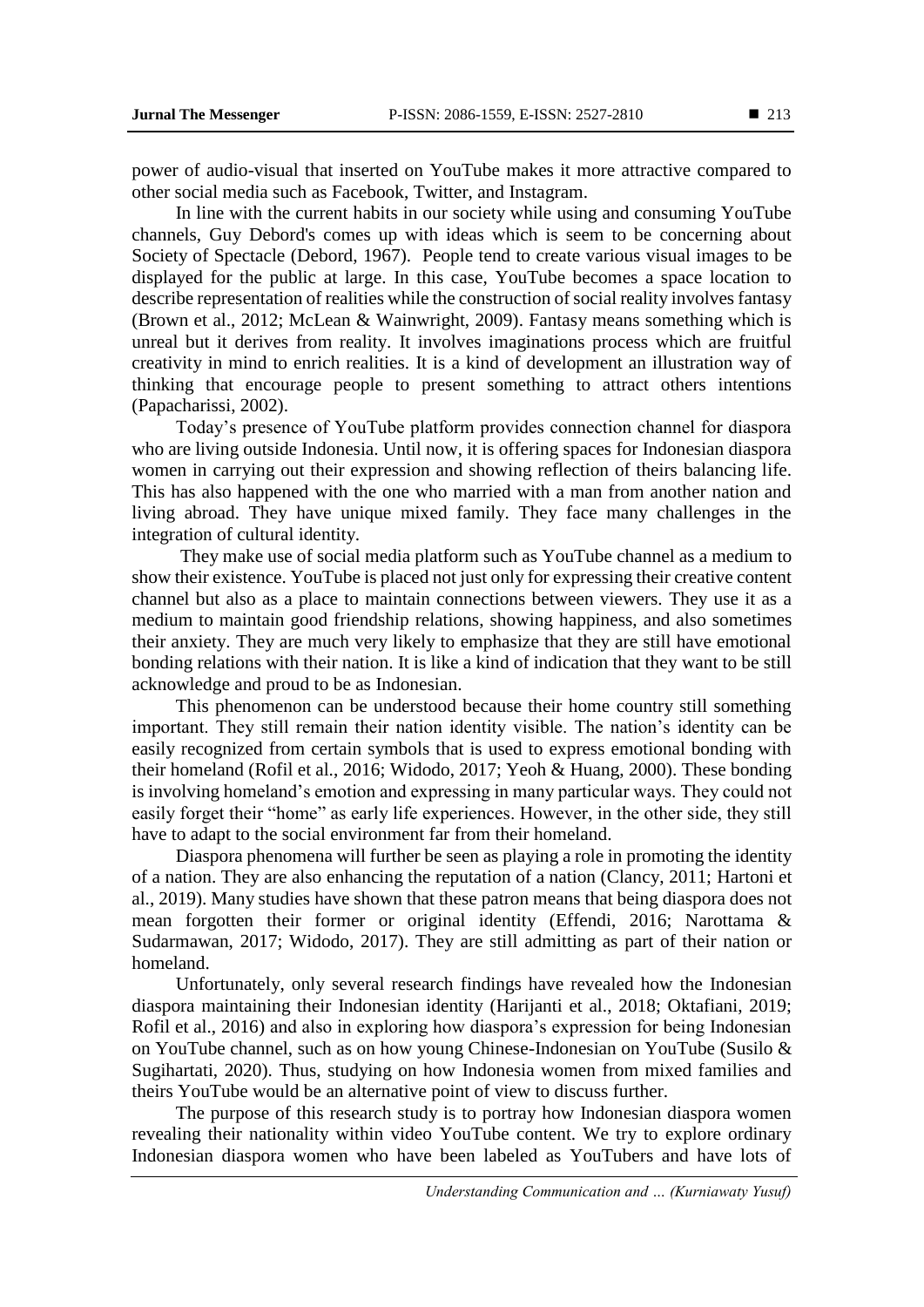power of audio-visual that inserted on YouTube makes it more attractive compared to other social media such as Facebook, Twitter, and Instagram.

In line with the current habits in our society while using and consuming YouTube channels, Guy Debord's comes up with ideas which is seem to be concerning about Society of Spectacle (Debord, 1967). People tend to create various visual images to be displayed for the public at large. In this case, YouTube becomes a space location to describe representation of realities while the construction of social reality involves fantasy (Brown et al., 2012; McLean & Wainwright, 2009). Fantasy means something which is unreal but it derives from reality. It involves imaginations process which are fruitful creativity in mind to enrich realities. It is a kind of development an illustration way of thinking that encourage people to present something to attract others intentions (Papacharissi, 2002).

Today's presence of YouTube platform provides connection channel for diaspora who are living outside Indonesia. Until now, it is offering spaces for Indonesian diaspora women in carrying out their expression and showing reflection of theirs balancing life. This has also happened with the one who married with a man from another nation and living abroad. They have unique mixed family. They face many challenges in the integration of cultural identity.

They make use of social media platform such as YouTube channel as a medium to show their existence. YouTube is placed not just only for expressing their creative content channel but also as a place to maintain connections between viewers. They use it as a medium to maintain good friendship relations, showing happiness, and also sometimes their anxiety. They are much very likely to emphasize that they are still have emotional bonding relations with their nation. It is like a kind of indication that they want to be still acknowledge and proud to be as Indonesian.

This phenomenon can be understood because their home country still something important. They still remain their nation identity visible. The nation's identity can be easily recognized from certain symbols that is used to express emotional bonding with their homeland (Rofil et al., 2016; Widodo, 2017; Yeoh & Huang, 2000). These bonding is involving homeland's emotion and expressing in many particular ways. They could not easily forget their "home" as early life experiences. However, in the other side, they still have to adapt to the social environment far from their homeland.

Diaspora phenomena will further be seen as playing a role in promoting the identity of a nation. They are also enhancing the reputation of a nation (Clancy, 2011; Hartoni et al., 2019). Many studies have shown that these patron means that being diaspora does not mean forgotten their former or original identity (Effendi, 2016; Narottama & Sudarmawan, 2017; Widodo, 2017). They are still admitting as part of their nation or homeland.

Unfortunately, only several research findings have revealed how the Indonesian diaspora maintaining their Indonesian identity (Harijanti et al., 2018; Oktafiani, 2019; Rofil et al., 2016) and also in exploring how diaspora's expression for being Indonesian on YouTube channel, such as on how young Chinese-Indonesian on YouTube (Susilo & Sugihartati, 2020). Thus, studying on how Indonesia women from mixed families and theirs YouTube would be an alternative point of view to discuss further.

The purpose of this research study is to portray how Indonesian diaspora women revealing their nationality within video YouTube content. We try to explore ordinary Indonesian diaspora women who have been labeled as YouTubers and have lots of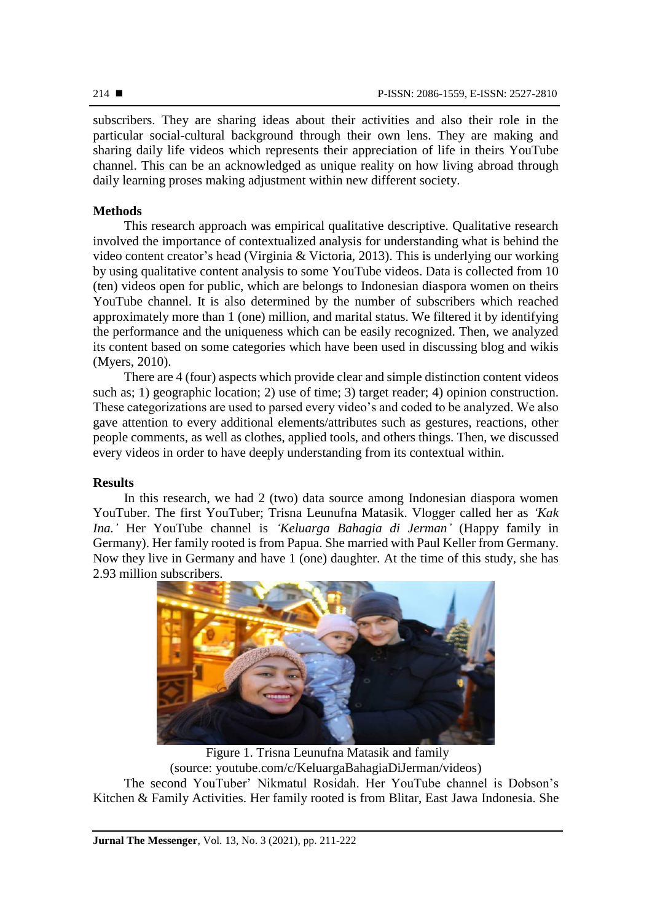subscribers. They are sharing ideas about their activities and also their role in the particular social-cultural background through their own lens. They are making and sharing daily life videos which represents their appreciation of life in theirs YouTube channel. This can be an acknowledged as unique reality on how living abroad through daily learning proses making adjustment within new different society.

**Methods**

This research approach was empirical qualitative descriptive. Qualitative research involved the importance of contextualized analysis for understanding what is behind the video content creator's head (Virginia & Victoria, 2013). This is underlying our working by using qualitative content analysis to some YouTube videos. Data is collected from 10 (ten) videos open for public, which are belongs to Indonesian diaspora women on theirs YouTube channel. It is also determined by the number of subscribers which reached approximately more than 1 (one) million, and marital status. We filtered it by identifying the performance and the uniqueness which can be easily recognized. Then, we analyzed its content based on some categories which have been used in discussing blog and wikis (Myers, 2010).

There are 4 (four) aspects which provide clear and simple distinction content videos such as; 1) geographic location; 2) use of time; 3) target reader; 4) opinion construction. These categorizations are used to parsed every video's and coded to be analyzed. We also gave attention to every additional elements/attributes such as gestures, reactions, other people comments, as well as clothes, applied tools, and others things. Then, we discussed every videos in order to have deeply understanding from its contextual within.

**Results**

In this research, we had 2 (two) data source among Indonesian diaspora women YouTuber. The first YouTuber; Trisna Leunufna Matasik. Vlogger called her as *'Kak Ina.'* Her YouTube channel is *'Keluarga Bahagia di Jerman'* (Happy family in Germany). Her family rooted is from Papua. She married with Paul Keller from Germany. Now they live in Germany and have 1 (one) daughter. At the time of this study, she has 2.93 million subscribers.

Figure 1. Trisna Leunufna Matasik and family
(source: youtube.com/c/KeluargaBahagiaDiJerman/videos)

The second YouTuber' Nikmatul Rosidah. Her YouTube channel is Dobson's Kitchen & Family Activities. Her family rooted is from Blitar, East Jawa Indonesia. She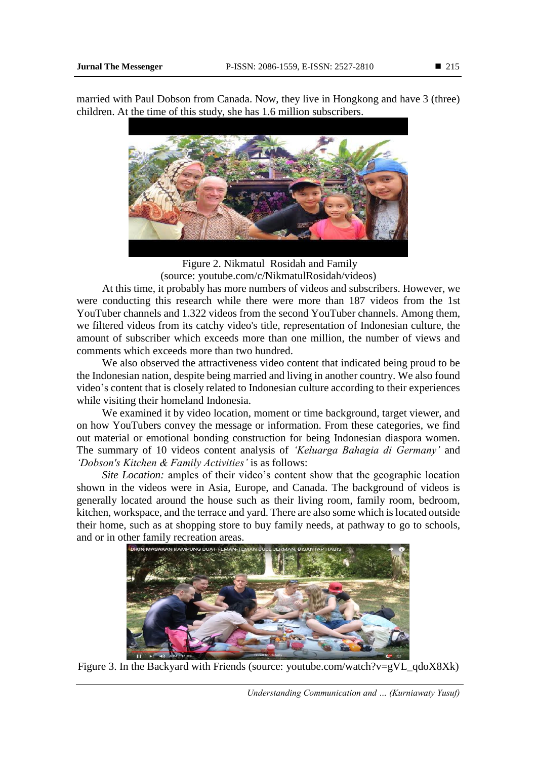married with Paul Dobson from Canada. Now, they live in Hongkong and have 3 (three) children. At the time of this study, she has 1.6 million subscribers.

Figure 2. Nikmatul Rosidah and Family
(source: youtube.com/c/NikmatulRosidah/videos)

At this time, it probably has more numbers of videos and subscribers. However, we were conducting this research while there were more than 187 videos from the 1st YouTuber channels and 1.322 videos from the second YouTuber channels. Among them, we filtered videos from its catchy video's title, representation of Indonesian culture, the amount of subscriber which exceeds more than one million, the number of views and comments which exceeds more than two hundred.

We also observed the attractiveness video content that indicated being proud to be the Indonesian nation, despite being married and living in another country. We also found video's content that is closely related to Indonesian culture according to their experiences while visiting their homeland Indonesia.

We examined it by video location, moment or time background, target viewer, and on how YouTubers convey the message or information. From these categories, we find out material or emotional bonding construction for being Indonesian diaspora women. The summary of 10 videos content analysis of *'Keluarga Bahagia di Germany'* and *'Dobson's Kitchen & Family Activities'* is as follows:

*Site Location:* amples of their video's content show that the geographic location shown in the videos were in Asia, Europe, and Canada. The background of videos is generally located around the house such as their living room, family room, bedroom, kitchen, workspace, and the terrace and yard. There are also some which is located outside their home, such as at shopping store to buy family needs, at pathway to go to schools, and or in other family recreation areas.

Figure 3. In the Backyard with Friends (source: youtube.com/watch?v=gVL_qdoX8Xk)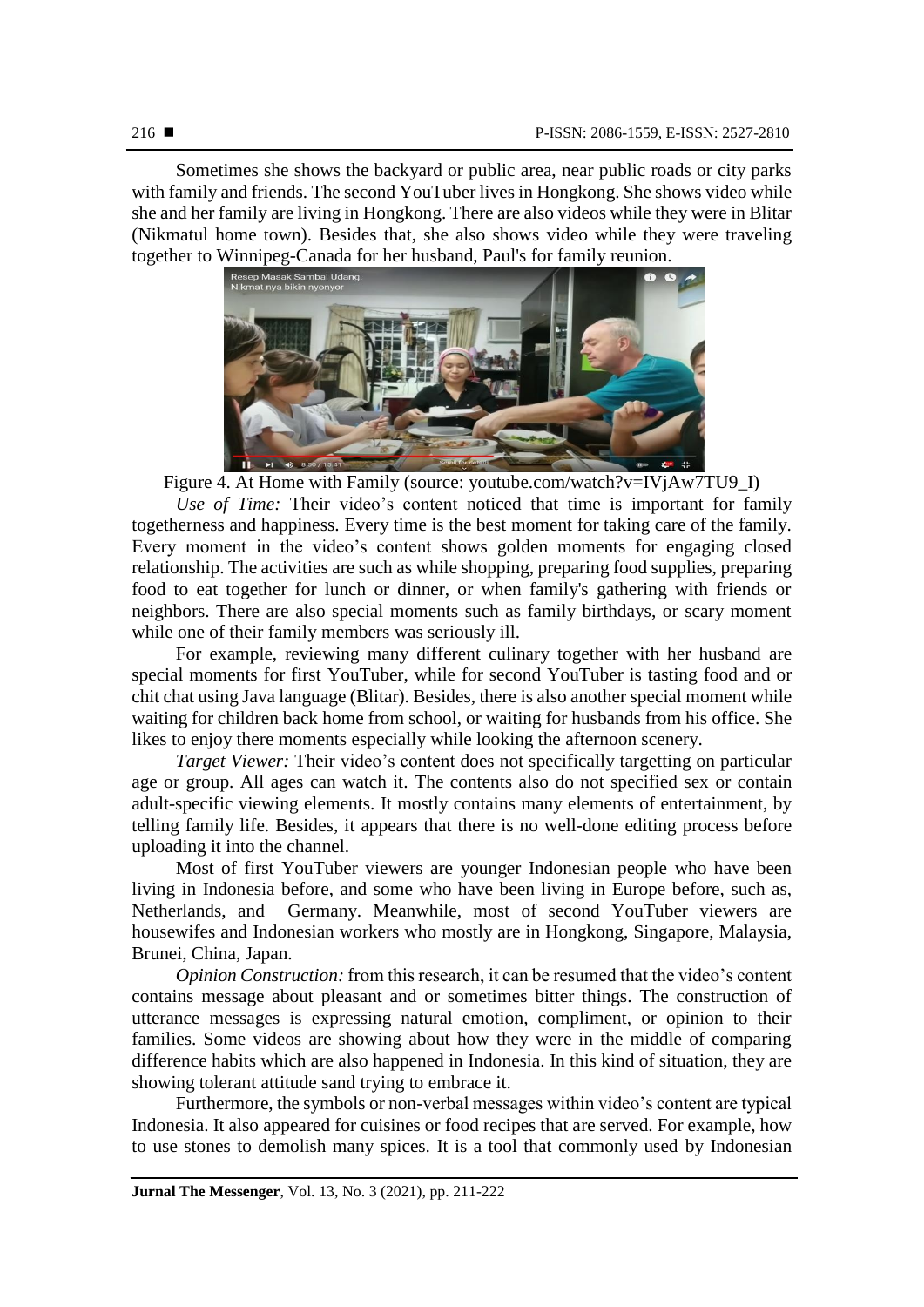Sometimes she shows the backyard or public area, near public roads or city parks with family and friends. The second YouTuber lives in Hongkong. She shows video while she and her family are living in Hongkong. There are also videos while they were in Blitar (Nikmatul home town). Besides that, she also shows video while they were traveling together to Winnipeg-Canada for her husband, Paul's for family reunion.

Figure 4. At Home with Family (source: youtube.com/watch?v=IVjAw7TU9_I)

*Use of Time:* Their video's content noticed that time is important for family togetherness and happiness. Every time is the best moment for taking care of the family. Every moment in the video's content shows golden moments for engaging closed relationship. The activities are such as while shopping, preparing food supplies, preparing food to eat together for lunch or dinner, or when family's gathering with friends or neighbors. There are also special moments such as family birthdays, or scary moment while one of their family members was seriously ill.

For example, reviewing many different culinary together with her husband are special moments for first YouTuber, while for second YouTuber is tasting food and or chit chat using Java language (Blitar). Besides, there is also another special moment while waiting for children back home from school, or waiting for husbands from his office. She likes to enjoy there moments especially while looking the afternoon scenery.

*Target Viewer:* Their video's content does not specifically targetting on particular age or group. All ages can watch it. The contents also do not specified sex or contain adult-specific viewing elements. It mostly contains many elements of entertainment, by telling family life. Besides, it appears that there is no well-done editing process before uploading it into the channel.

Most of first YouTuber viewers are younger Indonesian people who have been living in Indonesia before, and some who have been living in Europe before, such as, Netherlands, and Germany. Meanwhile, most of second YouTuber viewers are housewifes and Indonesian workers who mostly are in Hongkong, Singapore, Malaysia, Brunei, China, Japan.

*Opinion Construction:* from this research, it can be resumed that the video's content contains message about pleasant and or sometimes bitter things. The construction of utterance messages is expressing natural emotion, compliment, or opinion to their families. Some videos are showing about how they were in the middle of comparing difference habits which are also happened in Indonesia. In this kind of situation, they are showing tolerant attitude sand trying to embrace it.

Furthermore, the symbols or non-verbal messages within video's content are typical Indonesia. It also appeared for cuisines or food recipes that are served. For example, how to use stones to demolish many spices. It is a tool that commonly used by Indonesian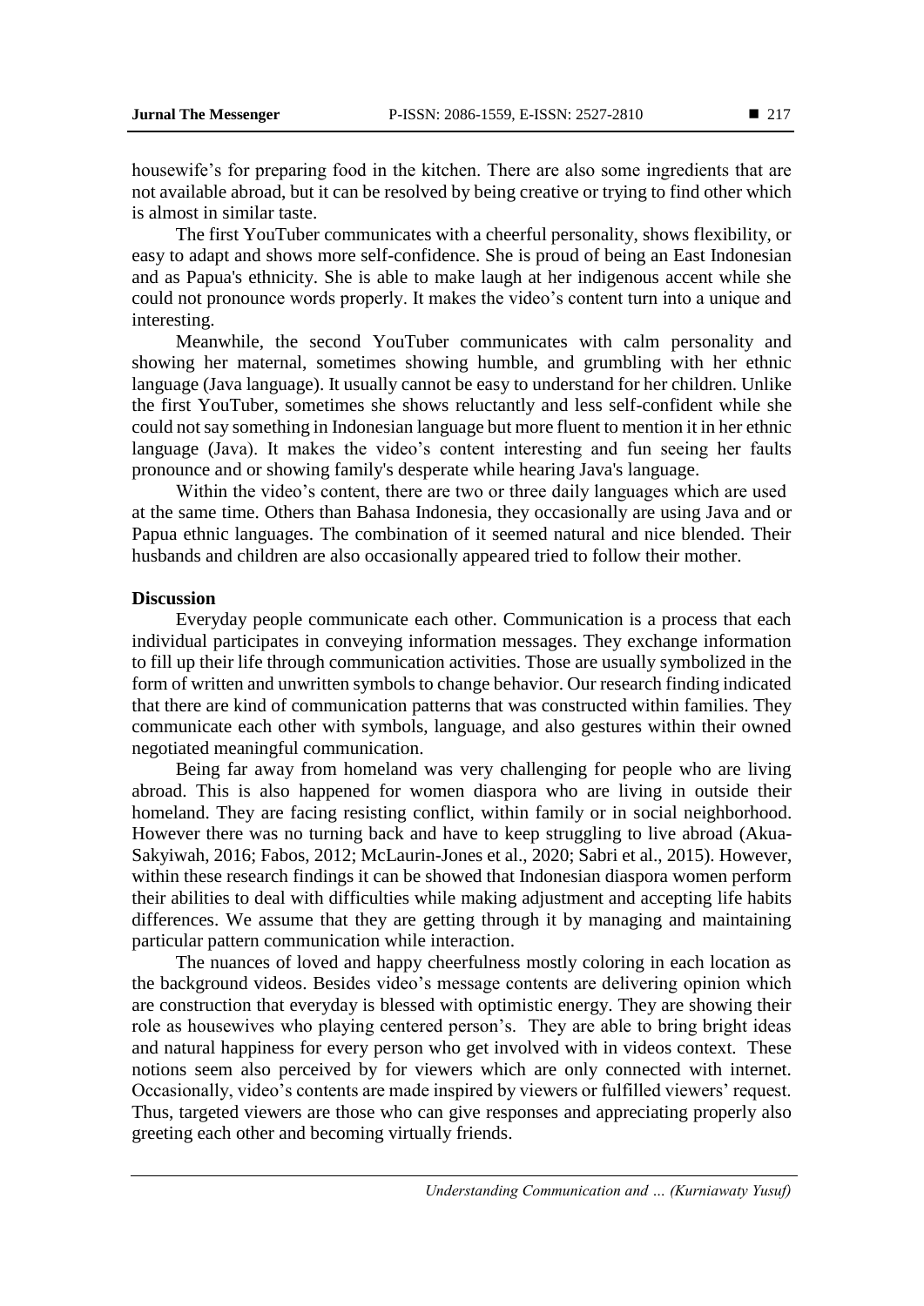housewife's for preparing food in the kitchen. There are also some ingredients that are not available abroad, but it can be resolved by being creative or trying to find other which is almost in similar taste.

The first YouTuber communicates with a cheerful personality, shows flexibility, or easy to adapt and shows more self-confidence. She is proud of being an East Indonesian and as Papua's ethnicity. She is able to make laugh at her indigenous accent while she could not pronounce words properly. It makes the video's content turn into a unique and interesting.

Meanwhile, the second YouTuber communicates with calm personality and showing her maternal, sometimes showing humble, and grumbling with her ethnic language (Java language). It usually cannot be easy to understand for her children. Unlike the first YouTuber, sometimes she shows reluctantly and less self-confident while she could not say something in Indonesian language but more fluent to mention it in her ethnic language (Java). It makes the video's content interesting and fun seeing her faults pronounce and or showing family's desperate while hearing Java's language.

Within the video's content, there are two or three daily languages which are used at the same time. Others than Bahasa Indonesia, they occasionally are using Java and or Papua ethnic languages. The combination of it seemed natural and nice blended. Their husbands and children are also occasionally appeared tried to follow their mother.

**Discussion**

Everyday people communicate each other. Communication is a process that each individual participates in conveying information messages. They exchange information to fill up their life through communication activities. Those are usually symbolized in the form of written and unwritten symbols to change behavior. Our research finding indicated that there are kind of communication patterns that was constructed within families. They communicate each other with symbols, language, and also gestures within their owned negotiated meaningful communication.

Being far away from homeland was very challenging for people who are living abroad. This is also happened for women diaspora who are living in outside their homeland. They are facing resisting conflict, within family or in social neighborhood. However there was no turning back and have to keep struggling to live abroad (Akua-Sakyiwah, 2016; Fabos, 2012; McLaurin-Jones et al., 2020; Sabri et al., 2015). However, within these research findings it can be showed that Indonesian diaspora women perform their abilities to deal with difficulties while making adjustment and accepting life habits differences. We assume that they are getting through it by managing and maintaining particular pattern communication while interaction.

The nuances of loved and happy cheerfulness mostly coloring in each location as the background videos. Besides video's message contents are delivering opinion which are construction that everyday is blessed with optimistic energy. They are showing their role as housewives who playing centered person's. They are able to bring bright ideas and natural happiness for every person who get involved with in videos context. These notions seem also perceived by for viewers which are only connected with internet. Occasionally, video's contents are made inspired by viewers or fulfilled viewers' request. Thus, targeted viewers are those who can give responses and appreciating properly also greeting each other and becoming virtually friends.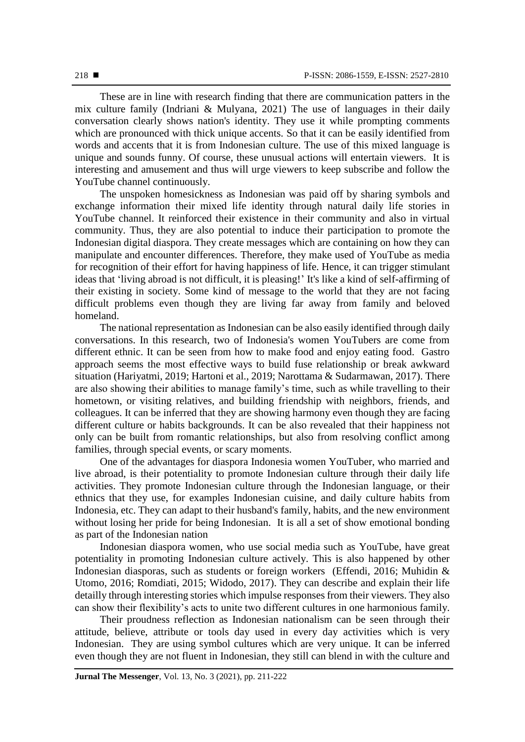These are in line with research finding that there are communication patters in the mix culture family (Indriani & Mulyana, 2021) The use of languages in their daily conversation clearly shows nation's identity. They use it while prompting comments which are pronounced with thick unique accents. So that it can be easily identified from words and accents that it is from Indonesian culture. The use of this mixed language is unique and sounds funny. Of course, these unusual actions will entertain viewers. It is interesting and amusement and thus will urge viewers to keep subscribe and follow the YouTube channel continuously.

The unspoken homesickness as Indonesian was paid off by sharing symbols and exchange information their mixed life identity through natural daily life stories in YouTube channel. It reinforced their existence in their community and also in virtual community. Thus, they are also potential to induce their participation to promote the Indonesian digital diaspora. They create messages which are containing on how they can manipulate and encounter differences. Therefore, they make used of YouTube as media for recognition of their effort for having happiness of life. Hence, it can trigger stimulant ideas that 'living abroad is not difficult, it is pleasing!' It's like a kind of self-affirming of their existing in society. Some kind of message to the world that they are not facing difficult problems even though they are living far away from family and beloved homeland.

The national representation as Indonesian can be also easily identified through daily conversations. In this research, two of Indonesia's women YouTubers are come from different ethnic. It can be seen from how to make food and enjoy eating food. Gastro approach seems the most effective ways to build fuse relationship or break awkward situation (Hariyatmi, 2019; Hartoni et al., 2019; Narottama & Sudarmawan, 2017). There are also showing their abilities to manage family's time, such as while travelling to their hometown, or visiting relatives, and building friendship with neighbors, friends, and colleagues. It can be inferred that they are showing harmony even though they are facing different culture or habits backgrounds. It can be also revealed that their happiness not only can be built from romantic relationships, but also from resolving conflict among families, through special events, or scary moments.

One of the advantages for diaspora Indonesia women YouTuber, who married and live abroad, is their potentiality to promote Indonesian culture through their daily life activities. They promote Indonesian culture through the Indonesian language, or their ethnics that they use, for examples Indonesian cuisine, and daily culture habits from Indonesia, etc. They can adapt to their husband's family, habits, and the new environment without losing her pride for being Indonesian. It is all a set of show emotional bonding as part of the Indonesian nation

Indonesian diaspora women, who use social media such as YouTube, have great potentiality in promoting Indonesian culture actively. This is also happened by other Indonesian diasporas, such as students or foreign workers (Effendi, 2016; Muhidin & Utomo, 2016; Romdiati, 2015; Widodo, 2017). They can describe and explain their life detailly through interesting stories which impulse responses from their viewers. They also can show their flexibility's acts to unite two different cultures in one harmonious family.

Their proudness reflection as Indonesian nationalism can be seen through their attitude, believe, attribute or tools day used in every day activities which is very Indonesian. They are using symbol cultures which are very unique. It can be inferred even though they are not fluent in Indonesian, they still can blend in with the culture and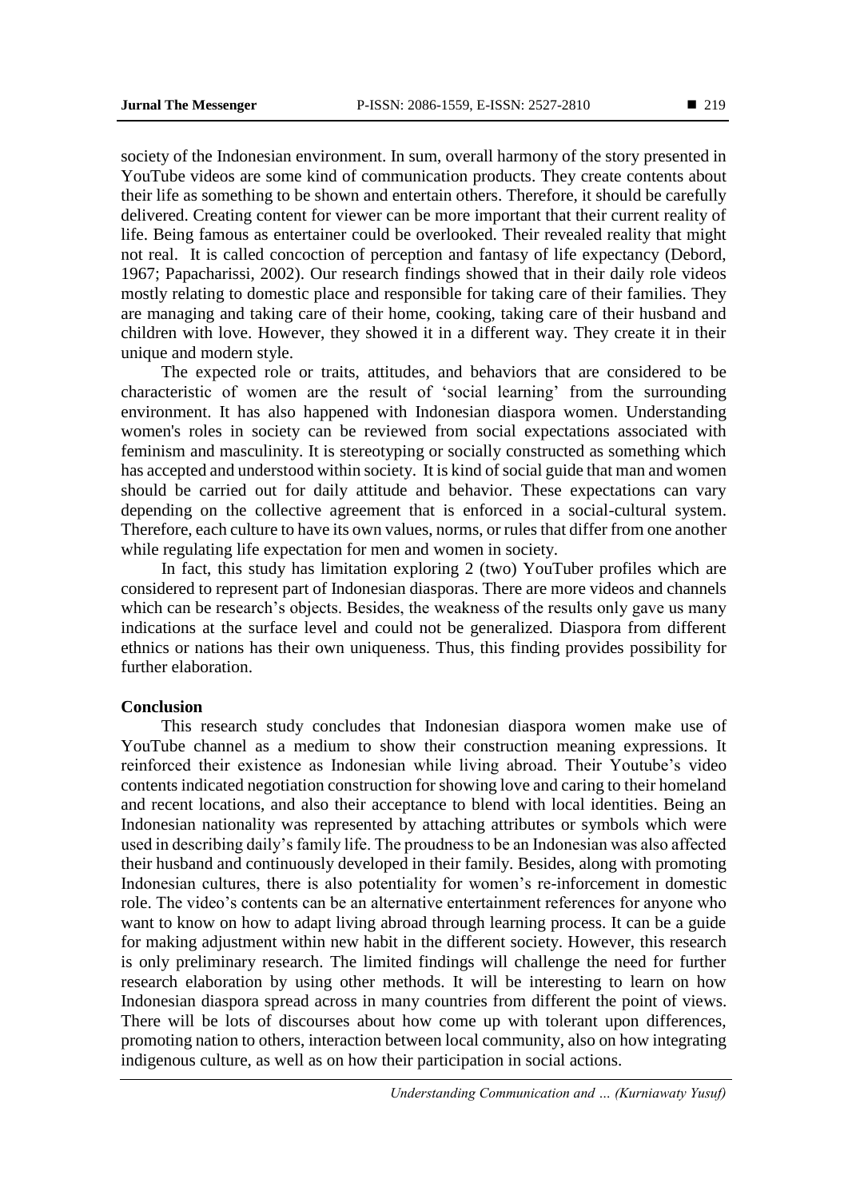society of the Indonesian environment. In sum, overall harmony of the story presented in YouTube videos are some kind of communication products. They create contents about their life as something to be shown and entertain others. Therefore, it should be carefully delivered. Creating content for viewer can be more important that their current reality of life. Being famous as entertainer could be overlooked. Their revealed reality that might not real. It is called concoction of perception and fantasy of life expectancy (Debord, 1967; Papacharissi, 2002). Our research findings showed that in their daily role videos mostly relating to domestic place and responsible for taking care of their families. They are managing and taking care of their home, cooking, taking care of their husband and children with love. However, they showed it in a different way. They create it in their unique and modern style.

The expected role or traits, attitudes, and behaviors that are considered to be characteristic of women are the result of 'social learning' from the surrounding environment. It has also happened with Indonesian diaspora women. Understanding women's roles in society can be reviewed from social expectations associated with feminism and masculinity. It is stereotyping or socially constructed as something which has accepted and understood within society. It is kind of social guide that man and women should be carried out for daily attitude and behavior. These expectations can vary depending on the collective agreement that is enforced in a social-cultural system. Therefore, each culture to have its own values, norms, or rules that differ from one another while regulating life expectation for men and women in society.

In fact, this study has limitation exploring 2 (two) YouTuber profiles which are considered to represent part of Indonesian diasporas. There are more videos and channels which can be research's objects. Besides, the weakness of the results only gave us many indications at the surface level and could not be generalized. Diaspora from different ethnics or nations has their own uniqueness. Thus, this finding provides possibility for further elaboration.

## Conclusion

This research study concludes that Indonesian diaspora women make use of YouTube channel as a medium to show their construction meaning expressions. It reinforced their existence as Indonesian while living abroad. Their Youtube's video contents indicated negotiation construction for showing love and caring to their homeland and recent locations, and also their acceptance to blend with local identities. Being an Indonesian nationality was represented by attaching attributes or symbols which were used in describing daily's family life. The proudness to be an Indonesian was also affected their husband and continuously developed in their family. Besides, along with promoting Indonesian cultures, there is also potentiality for women's re-inforcement in domestic role. The video's contents can be an alternative entertainment references for anyone who want to know on how to adapt living abroad through learning process. It can be a guide for making adjustment within new habit in the different society. However, this research is only preliminary research. The limited findings will challenge the need for further research elaboration by using other methods. It will be interesting to learn on how Indonesian diaspora spread across in many countries from different the point of views. There will be lots of discourses about how come up with tolerant upon differences, promoting nation to others, interaction between local community, also on how integrating indigenous culture, as well as on how their participation in social actions.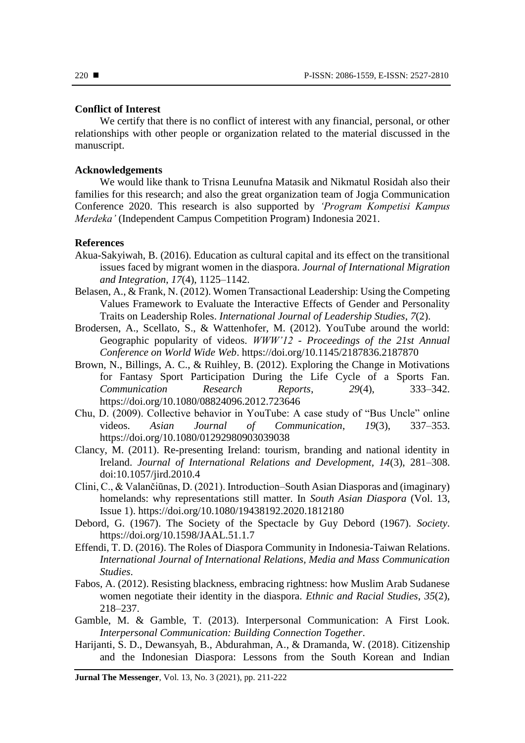**Conflict of Interest**

We certify that there is no conflict of interest with any financial, personal, or other relationships with other people or organization related to the material discussed in the manuscript.

**Acknowledgements**

We would like thank to Trisna Leunufna Matasik and Nikmatul Rosidah also their families for this research; and also the great organization team of Jogja Communication Conference 2020. This research is also supported by *'Program Kompetisi Kampus Merdeka'* (Independent Campus Competition Program) Indonesia 2021.

**References**

Akua-Sakyiwah, B. (2016). Education as cultural capital and its effect on the transitional issues faced by migrant women in the diaspora. *Journal of International Migration and Integration*, *17*(4), 1125–1142.

Belasen, A., & Frank, N. (2012). Women Transactional Leadership: Using the Competing Values Framework to Evaluate the Interactive Effects of Gender and Personality Traits on Leadership Roles. *International Journal of Leadership Studies*, *7*(2).

Brodersen, A., Scellato, S., & Wattenhofer, M. (2012). YouTube around the world: Geographic popularity of videos. *WWW'12 - Proceedings of the 21st Annual Conference on World Wide Web*. https://doi.org/10.1145/2187836.2187870

Brown, N., Billings, A. C., & Ruihley, B. (2012). Exploring the Change in Motivations for Fantasy Sport Participation During the Life Cycle of a Sports Fan. *Communication Research Reports*, *29*(4), 333–342. https://doi.org/10.1080/08824096.2012.723646

Chu, D. (2009). Collective behavior in YouTube: A case study of "Bus Uncle" online videos. *Asian Journal of Communication*, *19*(3), 337–353. https://doi.org/10.1080/01292980903039038

Clancy, M. (2011). Re-presenting Ireland: tourism, branding and national identity in Ireland. *Journal of International Relations and Development*, *14*(3), 281–308. doi:10.1057/jird.2010.4

Clini, C., & Valančiūnas, D. (2021). Introduction–South Asian Diasporas and (imaginary) homelands: why representations still matter. In *South Asian Diaspora* (Vol. 13, Issue 1). https://doi.org/10.1080/19438192.2020.1812180

Debord, G. (1967). The Society of the Spectacle by Guy Debord (1967). *Society*. https://doi.org/10.1598/JAAL.51.1.7

Effendi, T. D. (2016). The Roles of Diaspora Community in Indonesia-Taiwan Relations. *International Journal of International Relations, Media and Mass Communication Studies*.

Fabos, A. (2012). Resisting blackness, embracing rightness: how Muslim Arab Sudanese women negotiate their identity in the diaspora. *Ethnic and Racial Studies*, *35*(2), 218–237.

Gamble, M. & Gamble, T. (2013). Interpersonal Communication: A First Look. *Interpersonal Communication: Building Connection Together*.

Harijanti, S. D., Dewansyah, B., Abdurahman, A., & Dramanda, W. (2018). Citizenship and the Indonesian Diaspora: Lessons from the South Korean and Indian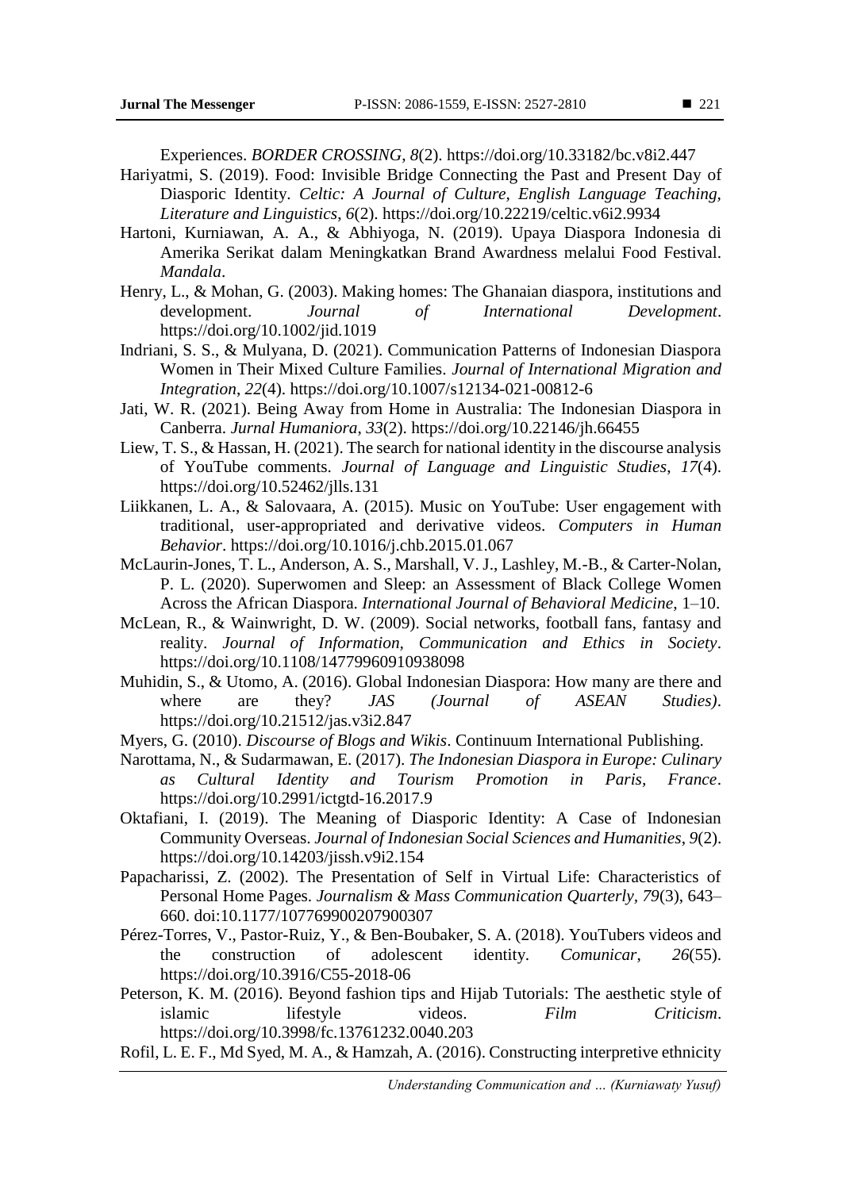Experiences. *BORDER CROSSING*, *8*(2). https://doi.org/10.33182/bc.v8i2.447

Hariyatmi, S. (2019). Food: Invisible Bridge Connecting the Past and Present Day of Diasporic Identity. *Celtic: A Journal of Culture, English Language Teaching, Literature and Linguistics*, *6*(2). https://doi.org/10.22219/celtic.v6i2.9934

Hartoni, Kurniawan, A. A., & Abhiyoga, N. (2019). Upaya Diaspora Indonesia di Amerika Serikat dalam Meningkatkan Brand Awardness melalui Food Festival. *Mandala*.

Henry, L., & Mohan, G. (2003). Making homes: The Ghanaian diaspora, institutions and development. *Journal of International Development*. https://doi.org/10.1002/jid.1019

Indriani, S. S., & Mulyana, D. (2021). Communication Patterns of Indonesian Diaspora Women in Their Mixed Culture Families. *Journal of International Migration and Integration*, *22*(4). https://doi.org/10.1007/s12134-021-00812-6

Jati, W. R. (2021). Being Away from Home in Australia: The Indonesian Diaspora in Canberra. *Jurnal Humaniora*, *33*(2). https://doi.org/10.22146/jh.66455

Liew, T. S., & Hassan, H. (2021). The search for national identity in the discourse analysis of YouTube comments. *Journal of Language and Linguistic Studies*, *17*(4). https://doi.org/10.52462/jlls.131

Liikkanen, L. A., & Salovaara, A. (2015). Music on YouTube: User engagement with traditional, user-appropriated and derivative videos. *Computers in Human Behavior*. https://doi.org/10.1016/j.chb.2015.01.067

McLaurin-Jones, T. L., Anderson, A. S., Marshall, V. J., Lashley, M.-B., & Carter-Nolan, P. L. (2020). Superwomen and Sleep: an Assessment of Black College Women Across the African Diaspora. *International Journal of Behavioral Medicine*, 1–10.

McLean, R., & Wainwright, D. W. (2009). Social networks, football fans, fantasy and reality. *Journal of Information, Communication and Ethics in Society*. https://doi.org/10.1108/14779960910938098

Muhidin, S., & Utomo, A. (2016). Global Indonesian Diaspora: How many are there and where are they? *JAS (Journal of ASEAN Studies)*. https://doi.org/10.21512/jas.v3i2.847

Myers, G. (2010). *Discourse of Blogs and Wikis*. Continuum International Publishing.

Narottama, N., & Sudarmawan, E. (2017). *The Indonesian Diaspora in Europe: Culinary as Cultural Identity and Tourism Promotion in Paris, France*. https://doi.org/10.2991/ictgtd-16.2017.9

Oktafiani, I. (2019). The Meaning of Diasporic Identity: A Case of Indonesian Community Overseas. *Journal of Indonesian Social Sciences and Humanities*, *9*(2). https://doi.org/10.14203/jissh.v9i2.154

Papacharissi, Z. (2002). The Presentation of Self in Virtual Life: Characteristics of Personal Home Pages. *Journalism & Mass Communication Quarterly*, *79*(3), 643–660. doi:10.1177/107769900207900307

Pérez-Torres, V., Pastor-Ruiz, Y., & Ben-Boubaker, S. A. (2018). YouTubers videos and the construction of adolescent identity. *Comunicar*, *26*(55). https://doi.org/10.3916/C55-2018-06

Peterson, K. M. (2016). Beyond fashion tips and Hijab Tutorials: The aesthetic style of islamic lifestyle videos. *Film Criticism*. https://doi.org/10.3998/fc.13761232.0040.203

Rofil, L. E. F., Md Syed, M. A., & Hamzah, A. (2016). Constructing interpretive ethnicity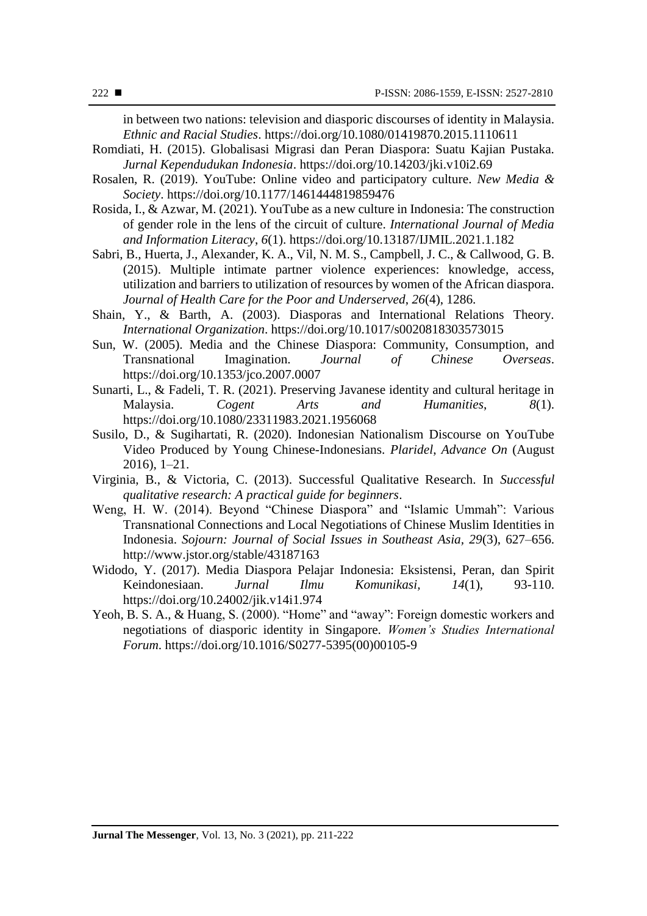in between two nations: television and diasporic discourses of identity in Malaysia. *Ethnic and Racial Studies*. https://doi.org/10.1080/01419870.2015.1110611

Romdiati, H. (2015). Globalisasi Migrasi dan Peran Diaspora: Suatu Kajian Pustaka. *Jurnal Kependudukan Indonesia*. https://doi.org/10.14203/jki.v10i2.69

Rosalen, R. (2019). YouTube: Online video and participatory culture. *New Media & Society*. https://doi.org/10.1177/1461444819859476

Rosida, I., & Azwar, M. (2021). YouTube as a new culture in Indonesia: The construction of gender role in the lens of the circuit of culture. *International Journal of Media and Information Literacy*, *6*(1). https://doi.org/10.13187/IJMIL.2021.1.182

Sabri, B., Huerta, J., Alexander, K. A., Vil, N. M. S., Campbell, J. C., & Callwood, G. B. (2015). Multiple intimate partner violence experiences: knowledge, access, utilization and barriers to utilization of resources by women of the African diaspora. *Journal of Health Care for the Poor and Underserved*, *26*(4), 1286.

Shain, Y., & Barth, A. (2003). Diasporas and International Relations Theory. *International Organization*. https://doi.org/10.1017/s0020818303573015

Sun, W. (2005). Media and the Chinese Diaspora: Community, Consumption, and Transnational Imagination. *Journal of Chinese Overseas*. https://doi.org/10.1353/jco.2007.0007

Sunarti, L., & Fadeli, T. R. (2021). Preserving Javanese identity and cultural heritage in Malaysia. *Cogent Arts and Humanities*, *8*(1). https://doi.org/10.1080/23311983.2021.1956068

Susilo, D., & Sugihartati, R. (2020). Indonesian Nationalism Discourse on YouTube Video Produced by Young Chinese-Indonesians. *Plaridel*, *Advance On* (August 2016), 1–21.

Virginia, B., & Victoria, C. (2013). Successful Qualitative Research. In *Successful qualitative research: A practical guide for beginners*.

Weng, H. W. (2014). Beyond "Chinese Diaspora" and "Islamic Ummah": Various Transnational Connections and Local Negotiations of Chinese Muslim Identities in Indonesia. *Sojourn: Journal of Social Issues in Southeast Asia*, *29*(3), 627–656. http://www.jstor.org/stable/43187163

Widodo, Y. (2017). Media Diaspora Pelajar Indonesia: Eksistensi, Peran, dan Spirit Keindonesiaan. *Jurnal Ilmu Komunikasi*, *14*(1), 93-110. https://doi.org/10.24002/jik.v14i1.974

Yeoh, B. S. A., & Huang, S. (2000). "Home" and "away": Foreign domestic workers and negotiations of diasporic identity in Singapore. *Women's Studies International Forum*. https://doi.org/10.1016/S0277-5395(00)00105-9